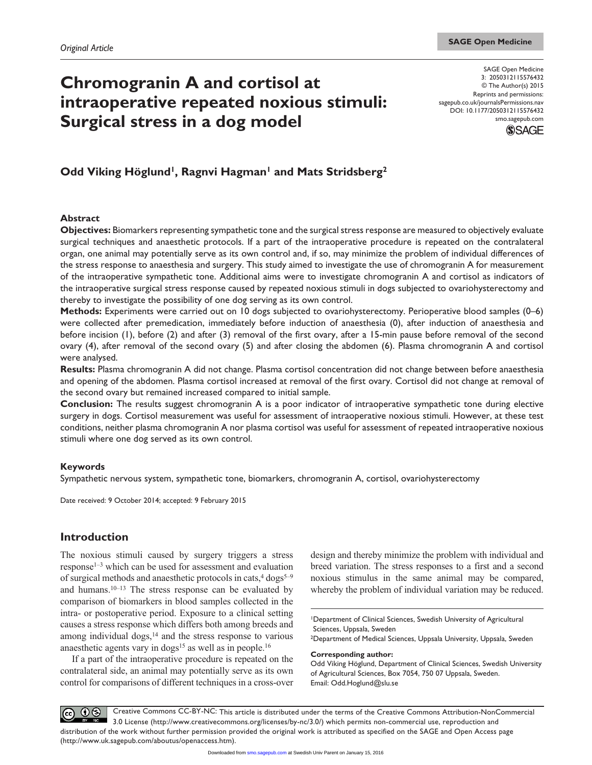Original Article

# Chromogranin A and cortisol at intraoperative repeated noxious stimuli: Surgical stress in a dog model

**Odd Viking Höglund[1], Ragnvi Hagman[1] and Mats Stridsberg[2]**

### Abstract

**Objectives:** Biomarkers representing sympathetic tone and the surgical stress response are measured to objectively evaluate surgical techniques and anaesthetic protocols. If a part of the intraoperative procedure is repeated on the contralateral organ, one animal may potentially serve as its own control and, if so, may minimize the problem of individual differences of the stress response to anaesthesia and surgery. This study aimed to investigate the use of chromogranin A for measurement of the intraoperative sympathetic tone. Additional aims were to investigate chromogranin A and cortisol as indicators of the intraoperative surgical stress response caused by repeated noxious stimuli in dogs subjected to ovariohysterectomy and thereby to investigate the possibility of one dog serving as its own control.

**Methods:** Experiments were carried out on 10 dogs subjected to ovariohysterectomy. Perioperative blood samples (0–6) were collected after premedication, immediately before induction of anaesthesia (0), after induction of anaesthesia and before incision (1), before (2) and after (3) removal of the first ovary, after a 15-min pause before removal of the second ovary (4), after removal of the second ovary (5) and after closing the abdomen (6). Plasma chromogranin A and cortisol were analysed.

**Results:** Plasma chromogranin A did not change. Plasma cortisol concentration did not change between before anaesthesia and opening of the abdomen. Plasma cortisol increased at removal of the first ovary. Cortisol did not change at removal of the second ovary but remained increased compared to initial sample.

**Conclusion:** The results suggest chromogranin A is a poor indicator of intraoperative sympathetic tone during elective surgery in dogs. Cortisol measurement was useful for assessment of intraoperative noxious stimuli. However, at these test conditions, neither plasma chromogranin A nor plasma cortisol was useful for assessment of repeated intraoperative noxious stimuli where one dog served as its own control.

### Keywords

Sympathetic nervous system, sympathetic tone, biomarkers, chromogranin A, cortisol, ovariohysterectomy

Date received: 9 October 2014; accepted: 9 February 2015

## Introduction

The noxious stimuli caused by surgery triggers a stress response[1–3] which can be used for assessment and evaluation of surgical methods and anaesthetic protocols in cats,[4] dogs[5–9] and humans.[10–13] The stress response can be evaluated by comparison of biomarkers in blood samples collected in the intra- or postoperative period. Exposure to a clinical setting causes a stress response which differs both among breeds and among individual dogs,[14] and the stress response to various anaesthetic agents vary in dogs[15] as well as in people.[16]

If a part of the intraoperative procedure is repeated on the contralateral side, an animal may potentially serve as its own control for comparisons of different techniques in a cross-over design and thereby minimize the problem with individual and breed variation. The stress responses to a first and a second noxious stimulus in the same animal may be compared, whereby the problem of individual variation may be reduced.

[1]Department of Clinical Sciences, Swedish University of Agricultural Sciences, Uppsala, Sweden

[2]Department of Medical Sciences, Uppsala University, Uppsala, Sweden

**Corresponding author:**
Odd Viking Höglund, Department of Clinical Sciences, Swedish University of Agricultural Sciences, Box 7054, 750 07 Uppsala, Sweden.
Email: Odd.Hoglund@slu.se

Creative Commons CC-BY-NC: This article is distributed under the terms of the Creative Commons Attribution-NonCommercial 3.0 License (http://www.creativecommons.org/licenses/by-nc/3.0/) which permits non-commercial use, reproduction and distribution of the work without further permission provided the original work is attributed as specified on the SAGE and Open Access page (http://www.uk.sagepub.com/aboutus/openaccess.htm).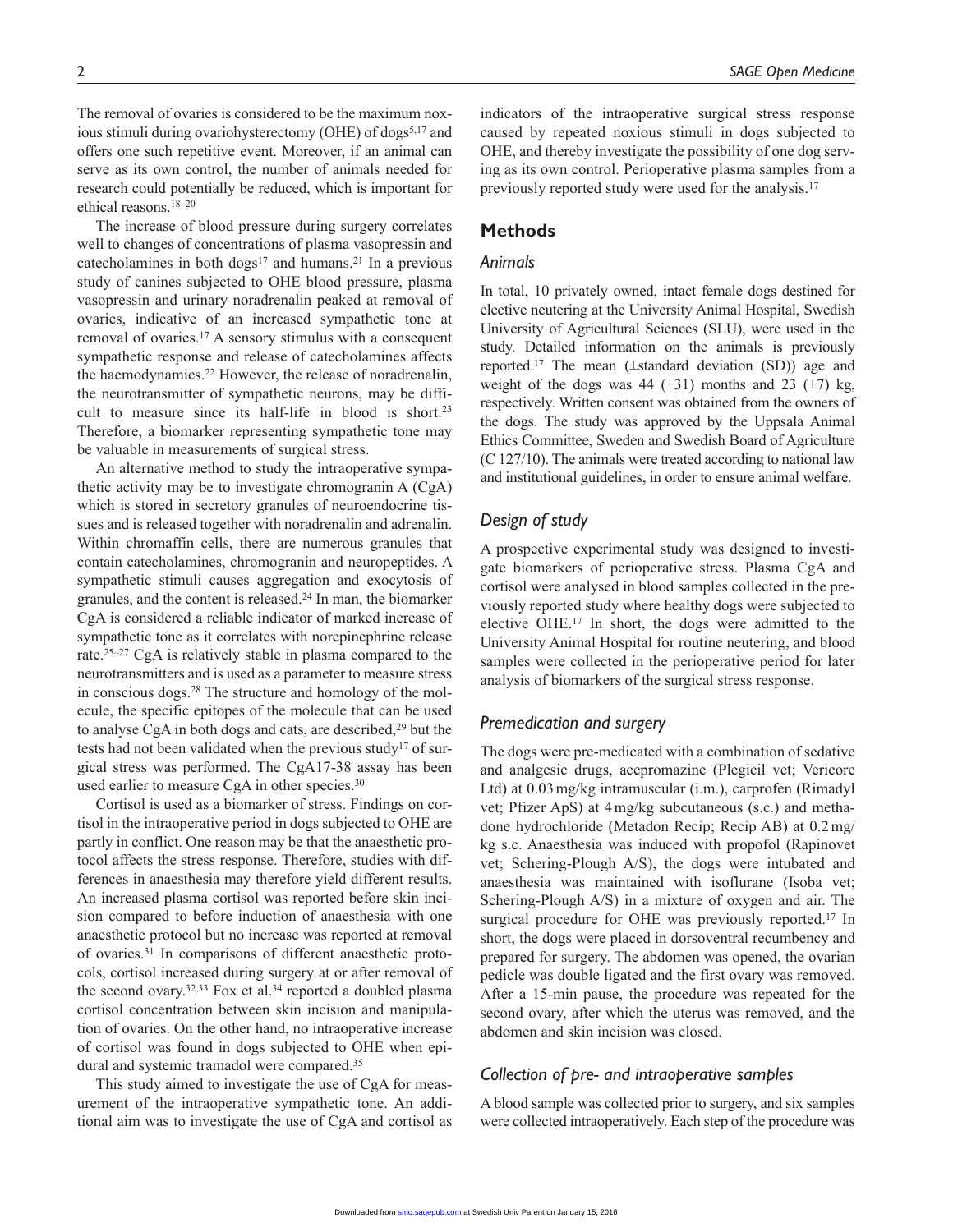The removal of ovaries is considered to be the maximum noxious stimuli during ovariohysterectomy (OHE) of dogs[5,17] and offers one such repetitive event. Moreover, if an animal can serve as its own control, the number of animals needed for research could potentially be reduced, which is important for ethical reasons.[18–20]

The increase of blood pressure during surgery correlates well to changes of concentrations of plasma vasopressin and catecholamines in both dogs[17] and humans.[21] In a previous study of canines subjected to OHE blood pressure, plasma vasopressin and urinary noradrenalin peaked at removal of ovaries, indicative of an increased sympathetic tone at removal of ovaries.[17] A sensory stimulus with a consequent sympathetic response and release of catecholamines affects the haemodynamics.[22] However, the release of noradrenalin, the neurotransmitter of sympathetic neurons, may be difficult to measure since its half-life in blood is short.[23] Therefore, a biomarker representing sympathetic tone may be valuable in measurements of surgical stress.

An alternative method to study the intraoperative sympathetic activity may be to investigate chromogranin A (CgA) which is stored in secretory granules of neuroendocrine tissues and is released together with noradrenalin and adrenalin. Within chromaffin cells, there are numerous granules that contain catecholamines, chromogranin and neuropeptides. A sympathetic stimuli causes aggregation and exocytosis of granules, and the content is released.[24] In man, the biomarker CgA is considered a reliable indicator of marked increase of sympathetic tone as it correlates with norepinephrine release rate.[25–27] CgA is relatively stable in plasma compared to the neurotransmitters and is used as a parameter to measure stress in conscious dogs.[28] The structure and homology of the molecule, the specific epitopes of the molecule that can be used to analyse CgA in both dogs and cats, are described,[29] but the tests had not been validated when the previous study[17] of surgical stress was performed. The CgA17-38 assay has been used earlier to measure CgA in other species.[30]

Cortisol is used as a biomarker of stress. Findings on cortisol in the intraoperative period in dogs subjected to OHE are partly in conflict. One reason may be that the anaesthetic protocol affects the stress response. Therefore, studies with differences in anaesthesia may therefore yield different results. An increased plasma cortisol was reported before skin incision compared to before induction of anaesthesia with one anaesthetic protocol but no increase was reported at removal of ovaries.[31] In comparisons of different anaesthetic protocols, cortisol increased during surgery at or after removal of the second ovary.[32,33] Fox et al.[34] reported a doubled plasma cortisol concentration between skin incision and manipulation of ovaries. On the other hand, no intraoperative increase of cortisol was found in dogs subjected to OHE when epidural and systemic tramadol were compared.[35]

This study aimed to investigate the use of CgA for measurement of the intraoperative sympathetic tone. An additional aim was to investigate the use of CgA and cortisol as indicators of the intraoperative surgical stress response caused by repeated noxious stimuli in dogs subjected to OHE, and thereby investigate the possibility of one dog serving as its own control. Perioperative plasma samples from a previously reported study were used for the analysis.[17]

## Methods

### *Animals*

In total, 10 privately owned, intact female dogs destined for elective neutering at the University Animal Hospital, Swedish University of Agricultural Sciences (SLU), were used in the study. Detailed information on the animals is previously reported.[17] The mean (±standard deviation (SD)) age and weight of the dogs was 44 (±31) months and 23 (±7) kg, respectively. Written consent was obtained from the owners of the dogs. The study was approved by the Uppsala Animal Ethics Committee, Sweden and Swedish Board of Agriculture (C 127/10). The animals were treated according to national law and institutional guidelines, in order to ensure animal welfare.

### *Design of study*

A prospective experimental study was designed to investigate biomarkers of perioperative stress. Plasma CgA and cortisol were analysed in blood samples collected in the previously reported study where healthy dogs were subjected to elective OHE.[17] In short, the dogs were admitted to the University Animal Hospital for routine neutering, and blood samples were collected in the perioperative period for later analysis of biomarkers of the surgical stress response.

### *Premedication and surgery*

The dogs were pre-medicated with a combination of sedative and analgesic drugs, acepromazine (Plegicil vet; Vericore Ltd) at 0.03 mg/kg intramuscular (i.m.), carprofen (Rimadyl vet; Pfizer ApS) at 4 mg/kg subcutaneous (s.c.) and methadone hydrochloride (Metadon Recip; Recip AB) at 0.2 mg/kg s.c. Anaesthesia was induced with propofol (Rapinovet vet; Schering-Plough A/S), the dogs were intubated and anaesthesia was maintained with isoflurane (Isoba vet; Schering-Plough A/S) in a mixture of oxygen and air. The surgical procedure for OHE was previously reported.[17] In short, the dogs were placed in dorsoventral recumbency and prepared for surgery. The abdomen was opened, the ovarian pedicle was double ligated and the first ovary was removed. After a 15-min pause, the procedure was repeated for the second ovary, after which the uterus was removed, and the abdomen and skin incision was closed.

### *Collection of pre- and intraoperative samples*

A blood sample was collected prior to surgery, and six samples were collected intraoperatively. Each step of the procedure was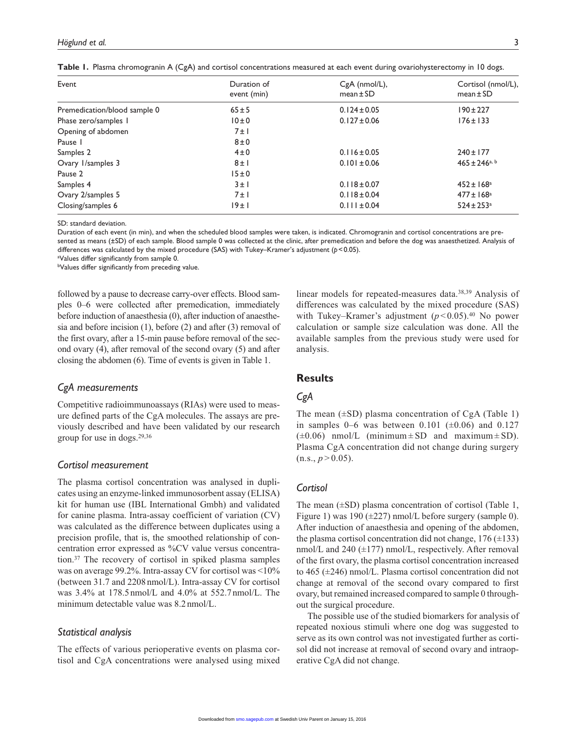**Table 1.** Plasma chromogranin A (CgA) and cortisol concentrations measured at each event during ovariohysterectomy in 10 dogs.

| Event | Duration of event (min) | CgA (nmol/L), mean ± SD | Cortisol (nmol/L), mean ± SD |
|---|---|---|---|
| Premedication/blood sample 0 | 65 ± 5 | 0.124 ± 0.05 | 190 ± 227 |
| Phase zero/samples 1 | 10 ± 0 | 0.127 ± 0.06 | 176 ± 133 |
| Opening of abdomen | 7 ± 1 | | |
| Pause 1 | 8 ± 0 | | |
| Samples 2 | 4 ± 0 | 0.116 ± 0.05 | 240 ± 177 |
| Ovary 1/samples 3 | 8 ± 1 | 0.101 ± 0.06 | 465 ± 246[a, b] |
| Pause 2 | 15 ± 0 | | |
| Samples 4 | 3 ± 1 | 0.118 ± 0.07 | 452 ± 168[a] |
| Ovary 2/samples 5 | 7 ± 1 | 0.118 ± 0.04 | 477 ± 168[a] |
| Closing/samples 6 | 19 ± 1 | 0.111 ± 0.04 | 524 ± 253[a] |

SD: standard deviation.

Duration of each event (in min), and when the scheduled blood samples were taken, is indicated. Chromogranin and cortisol concentrations are presented as means (±SD) of each sample. Blood sample 0 was collected at the clinic, after premedication and before the dog was anaesthetized. Analysis of differences was calculated by the mixed procedure (SAS) with Tukey–Kramer's adjustment ($p < 0.05$).

[a]Values differ significantly from sample 0.

[b]Values differ significantly from preceding value.

followed by a pause to decrease carry-over effects. Blood samples 0–6 were collected after premedication, immediately before induction of anaesthesia (0), after induction of anaesthesia and before incision (1), before (2) and after (3) removal of the first ovary, after a 15-min pause before removal of the second ovary (4), after removal of the second ovary (5) and after closing the abdomen (6). Time of events is given in Table 1.

### *CgA measurements*

Competitive radioimmunoassays (RIAs) were used to measure defined parts of the CgA molecules. The assays are previously described and have been validated by our research group for use in dogs.[29,36]

### *Cortisol measurement*

The plasma cortisol concentration was analysed in duplicates using an enzyme-linked immunosorbent assay (ELISA) kit for human use (IBL International Gmbh) and validated for canine plasma. Intra-assay coefficient of variation (CV) was calculated as the difference between duplicates using a precision profile, that is, the smoothed relationship of concentration error expressed as %CV value versus concentration.[37] The recovery of cortisol in spiked plasma samples was on average 99.2%. Intra-assay CV for cortisol was <10% (between 31.7 and 2208 nmol/L). Intra-assay CV for cortisol was 3.4% at 178.5 nmol/L and 4.0% at 552.7 nmol/L. The minimum detectable value was 8.2 nmol/L.

### *Statistical analysis*

The effects of various perioperative events on plasma cortisol and CgA concentrations were analysed using mixed linear models for repeated-measures data.[38,39] Analysis of differences was calculated by the mixed procedure (SAS) with Tukey–Kramer's adjustment ($p < 0.05$).[40] No power calculation or sample size calculation was done. All the available samples from the previous study were used for analysis.

## Results

### *CgA*

The mean (±SD) plasma concentration of CgA (Table 1) in samples 0–6 was between 0.101 (±0.06) and 0.127 (±0.06) nmol/L (minimum ± SD and maximum ± SD). Plasma CgA concentration did not change during surgery (n.s., $p > 0.05$).

### *Cortisol*

The mean (±SD) plasma concentration of cortisol (Table 1, Figure 1) was 190 (±227) nmol/L before surgery (sample 0). After induction of anaesthesia and opening of the abdomen, the plasma cortisol concentration did not change, 176 (±133) nmol/L and 240 (±177) nmol/L, respectively. After removal of the first ovary, the plasma cortisol concentration increased to 465 (±246) nmol/L. Plasma cortisol concentration did not change at removal of the second ovary compared to first ovary, but remained increased compared to sample 0 throughout the surgical procedure.

The possible use of the studied biomarkers for analysis of repeated noxious stimuli where one dog was suggested to serve as its own control was not investigated further as cortisol did not increase at removal of second ovary and intraoperative CgA did not change.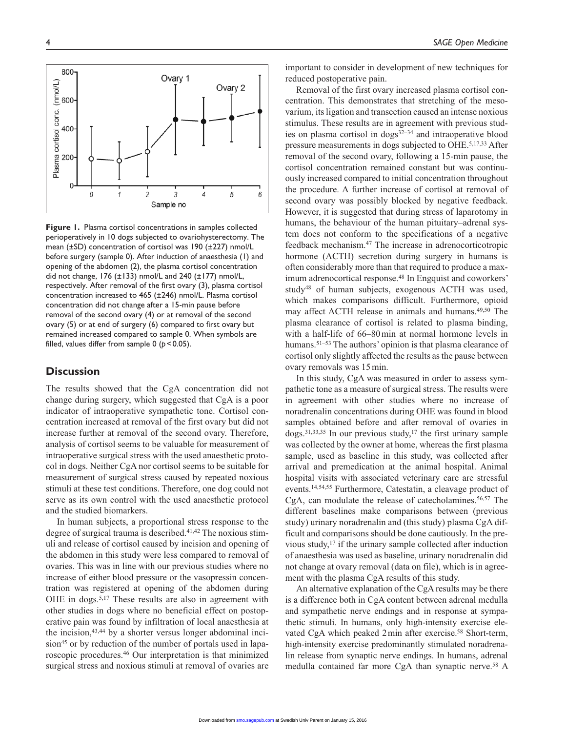**Figure 1.** Plasma cortisol concentrations in samples collected perioperatively in 10 dogs subjected to ovariohysterectomy. The mean (±SD) concentration of cortisol was 190 (±227) nmol/L before surgery (sample 0). After induction of anaesthesia (1) and opening of the abdomen (2), the plasma cortisol concentration did not change, 176 (±133) nmol/L and 240 (±177) nmol/L, respectively. After removal of the first ovary (3), plasma cortisol concentration increased to 465 (±246) nmol/L. Plasma cortisol concentration did not change after a 15-min pause before removal of the second ovary (4) or at removal of the second ovary (5) or at end of surgery (6) compared to first ovary but remained increased compared to sample 0. When symbols are filled, values differ from sample 0 ($p < 0.05$).

## Discussion

The results showed that the CgA concentration did not change during surgery, which suggested that CgA is a poor indicator of intraoperative sympathetic tone. Cortisol concentration increased at removal of the first ovary but did not increase further at removal of the second ovary. Therefore, analysis of cortisol seems to be valuable for measurement of intraoperative surgical stress with the used anaesthetic protocol in dogs. Neither CgA nor cortisol seems to be suitable for measurement of surgical stress caused by repeated noxious stimuli at these test conditions. Therefore, one dog could not serve as its own control with the used anaesthetic protocol and the studied biomarkers.

In human subjects, a proportional stress response to the degree of surgical trauma is described.[41,42] The noxious stimuli and release of cortisol caused by incision and opening of the abdomen in this study were less compared to removal of ovaries. This was in line with our previous studies where no increase of either blood pressure or the vasopressin concentration was registered at opening of the abdomen during OHE in dogs.[5,17] These results are also in agreement with other studies in dogs where no beneficial effect on postoperative pain was found by infiltration of local anaesthesia at the incision,[43,44] by a shorter versus longer abdominal incision[45] or by reduction of the number of portals used in laparoscopic procedures.[46] Our interpretation is that minimized surgical stress and noxious stimuli at removal of ovaries are important to consider in development of new techniques for reduced postoperative pain.

Removal of the first ovary increased plasma cortisol concentration. This demonstrates that stretching of the mesovarium, its ligation and transection caused an intense noxious stimulus. These results are in agreement with previous studies on plasma cortisol in dogs[32–34] and intraoperative blood pressure measurements in dogs subjected to OHE.[5,17,33] After removal of the second ovary, following a 15-min pause, the cortisol concentration remained constant but was continuously increased compared to initial concentration throughout the procedure. A further increase of cortisol at removal of second ovary was possibly blocked by negative feedback. However, it is suggested that during stress of laparotomy in humans, the behaviour of the human pituitary–adrenal system does not conform to the specifications of a negative feedback mechanism.[47] The increase in adrenocorticotropic hormone (ACTH) secretion during surgery in humans is often considerably more than that required to produce a maximum adrenocortical response.[48] In Engquist and coworkers' study[48] of human subjects, exogenous ACTH was used, which makes comparisons difficult. Furthermore, opioid may affect ACTH release in animals and humans.[49,50] The plasma clearance of cortisol is related to plasma binding, with a half-life of 66–80 min at normal hormone levels in humans.[51–53] The authors' opinion is that plasma clearance of cortisol only slightly affected the results as the pause between ovary removals was 15 min.

In this study, CgA was measured in order to assess sympathetic tone as a measure of surgical stress. The results were in agreement with other studies where no increase of noradrenalin concentrations during OHE was found in blood samples obtained before and after removal of ovaries in dogs.[31,33,35] In our previous study,[17] the first urinary sample was collected by the owner at home, whereas the first plasma sample, used as baseline in this study, was collected after arrival and premedication at the animal hospital. Animal hospital visits with associated veterinary care are stressful events.[14,54,55] Furthermore, Catestatin, a cleavage product of CgA, can modulate the release of catecholamines.[56,57] The different baselines make comparisons between (previous study) urinary noradrenalin and (this study) plasma CgA difficult and comparisons should be done cautiously. In the previous study,[17] if the urinary sample collected after induction of anaesthesia was used as baseline, urinary noradrenalin did not change at ovary removal (data on file), which is in agreement with the plasma CgA results of this study.

An alternative explanation of the CgA results may be there is a difference both in CgA content between adrenal medulla and sympathetic nerve endings and in response at sympathetic stimuli. In humans, only high-intensity exercise elevated CgA which peaked 2 min after exercise.[58] Short-term, high-intensity exercise predominantly stimulated noradrenalin release from synaptic nerve endings. In humans, adrenal medulla contained far more CgA than synaptic nerve.[58] A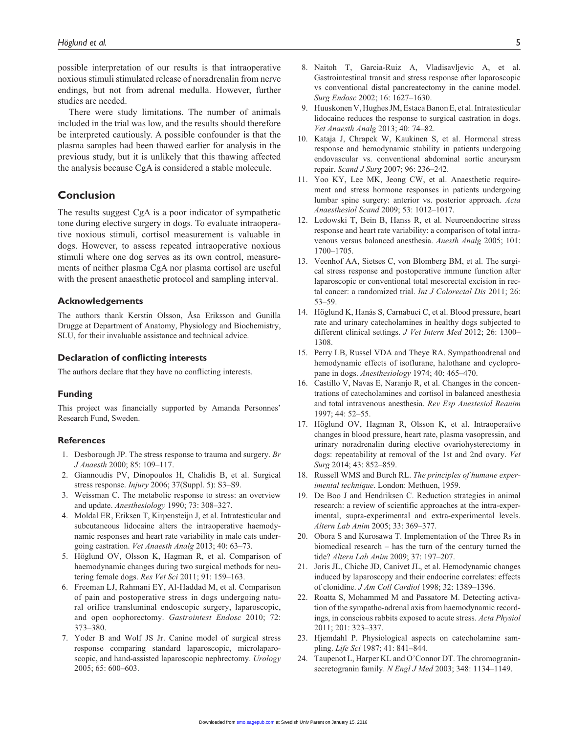possible interpretation of our results is that intraoperative noxious stimuli stimulated release of noradrenalin from nerve endings, but not from adrenal medulla. However, further studies are needed.

There were study limitations. The number of animals included in the trial was low, and the results should therefore be interpreted cautiously. A possible confounder is that the plasma samples had been thawed earlier for analysis in the previous study, but it is unlikely that this thawing affected the analysis because CgA is considered a stable molecule.

## Conclusion

The results suggest CgA is a poor indicator of sympathetic tone during elective surgery in dogs. To evaluate intraoperative noxious stimuli, cortisol measurement is valuable in dogs. However, to assess repeated intraoperative noxious stimuli where one dog serves as its own control, measurements of neither plasma CgA nor plasma cortisol are useful with the present anaesthetic protocol and sampling interval.

### Acknowledgements

The authors thank Kerstin Olsson, Åsa Eriksson and Gunilla Drugge at Department of Anatomy, Physiology and Biochemistry, SLU, for their invaluable assistance and technical advice.

### Declaration of conflicting interests

The authors declare that they have no conflicting interests.

### Funding

This project was financially supported by Amanda Personnes' Research Fund, Sweden.

### References

1. Desborough JP. The stress response to trauma and surgery. *Br J Anaesth* 2000; 85: 109–117.
2. Giannoudis PV, Dinopoulos H, Chalidis B, et al. Surgical stress response. *Injury* 2006; 37(Suppl. 5): S3–S9.
3. Weissman C. The metabolic response to stress: an overview and update. *Anesthesiology* 1990; 73: 308–327.
4. Moldal ER, Eriksen T, Kirpensteijn J, et al. Intratesticular and subcutaneous lidocaine alters the intraoperative haemodynamic responses and heart rate variability in male cats undergoing castration. *Vet Anaesth Analg* 2013; 40: 63–73.
5. Höglund OV, Olsson K, Hagman R, et al. Comparison of haemodynamic changes during two surgical methods for neutering female dogs. *Res Vet Sci* 2011; 91: 159–163.
6. Freeman LJ, Rahmani EY, Al-Haddad M, et al. Comparison of pain and postoperative stress in dogs undergoing natural orifice transluminal endoscopic surgery, laparoscopic, and open oophorectomy. *Gastrointest Endosc* 2010; 72: 373–380.
7. Yoder B and Wolf JS Jr. Canine model of surgical stress response comparing standard laparoscopic, microlaparoscopic, and hand-assisted laparoscopic nephrectomy. *Urology* 2005; 65: 600–603.
8. Naitoh T, Garcia-Ruiz A, Vladisavljevic A, et al. Gastrointestinal transit and stress response after laparoscopic vs conventional distal pancreatectomy in the canine model. *Surg Endosc* 2002; 16: 1627–1630.
9. Huuskonen V, Hughes JM, Estaca Banon E, et al. Intratesticular lidocaine reduces the response to surgical castration in dogs. *Vet Anaesth Analg* 2013; 40: 74–82.
10. Kataja J, Chrapek W, Kaukinen S, et al. Hormonal stress response and hemodynamic stability in patients undergoing endovascular vs. conventional abdominal aortic aneurysm repair. *Scand J Surg* 2007; 96: 236–242.
11. Yoo KY, Lee MK, Jeong CW, et al. Anaesthetic requirement and stress hormone responses in patients undergoing lumbar spine surgery: anterior vs. posterior approach. *Acta Anaesthesiol Scand* 2009; 53: 1012–1017.
12. Ledowski T, Bein B, Hanss R, et al. Neuroendocrine stress response and heart rate variability: a comparison of total intravenous versus balanced anesthesia. *Anesth Analg* 2005; 101: 1700–1705.
13. Veenhof AA, Sietses C, von Blomberg BM, et al. The surgical stress response and postoperative immune function after laparoscopic or conventional total mesorectal excision in rectal cancer: a randomized trial. *Int J Colorectal Dis* 2011; 26: 53–59.
14. Höglund K, Hanås S, Carnabuci C, et al. Blood pressure, heart rate and urinary catecholamines in healthy dogs subjected to different clinical settings. *J Vet Intern Med* 2012; 26: 1300–1308.
15. Perry LB, Russel VDA and Theye RA. Sympathoadrenal and hemodynamic effects of isoflurane, halothane and cyclopropane in dogs. *Anesthesiology* 1974; 40: 465–470.
16. Castillo V, Navas E, Naranjo R, et al. Changes in the concentrations of catecholamines and cortisol in balanced anesthesia and total intravenous anesthesia. *Rev Esp Anestesiol Reanim* 1997; 44: 52–55.
17. Höglund OV, Hagman R, Olsson K, et al. Intraoperative changes in blood pressure, heart rate, plasma vasopressin, and urinary noradrenalin during elective ovariohysterectomy in dogs: repeatability at removal of the 1st and 2nd ovary. *Vet Surg* 2014; 43: 852–859.
18. Russell WMS and Burch RL. *The principles of humane experimental technique*. London: Methuen, 1959.
19. De Boo J and Hendriksen C. Reduction strategies in animal research: a review of scientific approaches at the intra-experimental, supra-experimental and extra-experimental levels. *Altern Lab Anim* 2005; 33: 369–377.
20. Obora S and Kurosawa T. Implementation of the Three Rs in biomedical research – has the turn of the century turned the tide? *Altern Lab Anim* 2009; 37: 197–207.
21. Joris JL, Chiche JD, Canivet JL, et al. Hemodynamic changes induced by laparoscopy and their endocrine correlates: effects of clonidine. *J Am Coll Cardiol* 1998; 32: 1389–1396.
22. Roatta S, Mohammed M and Passatore M. Detecting activation of the sympatho-adrenal axis from haemodynamic recordings, in conscious rabbits exposed to acute stress. *Acta Physiol* 2011; 201: 323–337.
23. Hjemdahl P. Physiological aspects on catecholamine sampling. *Life Sci* 1987; 41: 841–844.
24. Taupenot L, Harper KL and O'Connor DT. The chromogranin-secretogranin family. *N Engl J Med* 2003; 348: 1134–1149.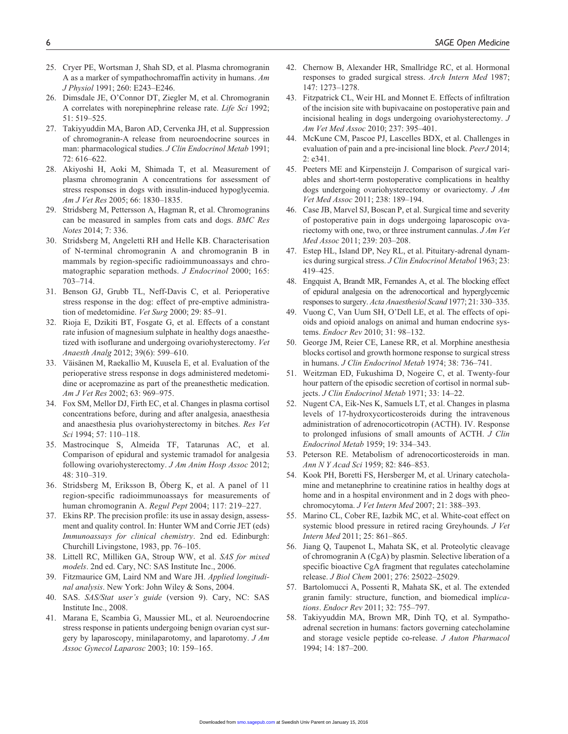25. Cryer PE, Wortsman J, Shah SD, et al. Plasma chromogranin A as a marker of sympathochromaffin activity in humans. *Am J Physiol* 1991; 260: E243–E246.
26. Dimsdale JE, O'Connor DT, Ziegler M, et al. Chromogranin A correlates with norepinephrine release rate. *Life Sci* 1992; 51: 519–525.
27. Takiyyuddin MA, Baron AD, Cervenka JH, et al. Suppression of chromogranin-A release from neuroendocrine sources in man: pharmacological studies. *J Clin Endocrinol Metab* 1991; 72: 616–622.
28. Akiyoshi H, Aoki M, Shimada T, et al. Measurement of plasma chromogranin A concentrations for assessment of stress responses in dogs with insulin-induced hypoglycemia. *Am J Vet Res* 2005; 66: 1830–1835.
29. Stridsberg M, Pettersson A, Hagman R, et al. Chromogranins can be measured in samples from cats and dogs. *BMC Res Notes* 2014; 7: 336.
30. Stridsberg M, Angeletti RH and Helle KB. Characterisation of N-terminal chromogranin A and chromogranin B in mammals by region-specific radioimmunoassays and chromatographic separation methods. *J Endocrinol* 2000; 165: 703–714.
31. Benson GJ, Grubb TL, Neff-Davis C, et al. Perioperative stress response in the dog: effect of pre-emptive administration of medetomidine. *Vet Surg* 2000; 29: 85–91.
32. Rioja E, Dzikiti BT, Fosgate G, et al. Effects of a constant rate infusion of magnesium sulphate in healthy dogs anaesthetized with isoflurane and undergoing ovariohysterectomy. *Vet Anaesth Analg* 2012; 39(6): 599–610.
33. Väisänen M, Raekallio M, Kuusela E, et al. Evaluation of the perioperative stress response in dogs administered medetomidine or acepromazine as part of the preanesthetic medication. *Am J Vet Res* 2002; 63: 969–975.
34. Fox SM, Mellor DJ, Firth EC, et al. Changes in plasma cortisol concentrations before, during and after analgesia, anaesthesia and anaesthesia plus ovariohysterectomy in bitches. *Res Vet Sci* 1994; 57: 110–118.
35. Mastrocinque S, Almeida TF, Tatarunas AC, et al. Comparison of epidural and systemic tramadol for analgesia following ovariohysterectomy. *J Am Anim Hosp Assoc* 2012; 48: 310–319.
36. Stridsberg M, Eriksson B, Öberg K, et al. A panel of 11 region-specific radioimmunoassays for measurements of human chromogranin A. *Regul Pept* 2004; 117: 219–227.
37. Ekins RP. The precision profile: its use in assay design, assessment and quality control. In: Hunter WM and Corrie JET (eds) *Immunoassays for clinical chemistry*. 2nd ed. Edinburgh: Churchill Livingstone, 1983, pp. 76–105.
38. Littell RC, Milliken GA, Stroup WW, et al. *SAS for mixed models*. 2nd ed. Cary, NC: SAS Institute Inc., 2006.
39. Fitzmaurice GM, Laird NM and Ware JH. *Applied longitudinal analysis*. New York: John Wiley & Sons, 2004.
40. SAS. *SAS/Stat user's guide* (version 9). Cary, NC: SAS Institute Inc., 2008.
41. Marana E, Scambia G, Maussier ML, et al. Neuroendocrine stress response in patients undergoing benign ovarian cyst surgery by laparoscopy, minilaparotomy, and laparotomy. *J Am Assoc Gynecol Laparosc* 2003; 10: 159–165.
42. Chernow B, Alexander HR, Smallridge RC, et al. Hormonal responses to graded surgical stress. *Arch Intern Med* 1987; 147: 1273–1278.
43. Fitzpatrick CL, Weir HL and Monnet E. Effects of infiltration of the incision site with bupivacaine on postoperative pain and incisional healing in dogs undergoing ovariohysterectomy. *J Am Vet Med Assoc* 2010; 237: 395–401.
44. McKune CM, Pascoe PJ, Lascelles BDX, et al. Challenges in evaluation of pain and a pre-incisional line block. *PeerJ* 2014; 2: e341.
45. Peeters ME and Kirpensteijn J. Comparison of surgical variables and short-term postoperative complications in healthy dogs undergoing ovariohysterectomy or ovariectomy. *J Am Vet Med Assoc* 2011; 238: 189–194.
46. Case JB, Marvel SJ, Boscan P, et al. Surgical time and severity of postoperative pain in dogs undergoing laparoscopic ovariectomy with one, two, or three instrument cannulas. *J Am Vet Med Assoc* 2011; 239: 203–208.
47. Estep HL, Island DP, Ney RL, et al. Pituitary-adrenal dynamics during surgical stress. *J Clin Endocrinol Metabol* 1963; 23: 419–425.
48. Engquist A, Brandt MR, Fernandes A, et al. The blocking effect of epidural analgesia on the adrenocortical and hyperglycemic responses to surgery. *Acta Anaesthesiol Scand* 1977; 21: 330–335.
49. Vuong C, Van Uum SH, O'Dell LE, et al. The effects of opioids and opioid analogs on animal and human endocrine systems. *Endocr Rev* 2010; 31: 98–132.
50. George JM, Reier CE, Lanese RR, et al. Morphine anesthesia blocks cortisol and growth hormone response to surgical stress in humans. *J Clin Endocrinol Metab* 1974; 38: 736–741.
51. Weitzman ED, Fukushima D, Nogeire C, et al. Twenty-four hour pattern of the episodic secretion of cortisol in normal subjects. *J Clin Endocrinol Metab* 1971; 33: 14–22.
52. Nugent CA, Eik-Nes K, Samuels LT, et al. Changes in plasma levels of 17-hydroxycorticosteroids during the intravenous administration of adrenocorticotropin (ACTH). IV. Response to prolonged infusions of small amounts of ACTH. *J Clin Endocrinol Metab* 1959; 19: 334–343.
53. Peterson RE. Metabolism of adrenocorticosteroids in man. *Ann N Y Acad Sci* 1959; 82: 846–853.
54. Kook PH, Boretti FS, Hersberger M, et al. Urinary catecholamine and metanephrine to creatinine ratios in healthy dogs at home and in a hospital environment and in 2 dogs with pheochromocytoma. *J Vet Intern Med* 2007; 21: 388–393.
55. Marino CL, Cober RE, Iazbik MC, et al. White-coat effect on systemic blood pressure in retired racing Greyhounds. *J Vet Intern Med* 2011; 25: 861–865.
56. Jiang Q, Taupenot L, Mahata SK, et al. Proteolytic cleavage of chromogranin A (CgA) by plasmin. Selective liberation of a specific bioactive CgA fragment that regulates catecholamine release. *J Biol Chem* 2001; 276: 25022–25029.
57. Bartolomucci A, Possenti R, Mahata SK, et al. The extended granin family: structure, function, and biomedical implications. *Endocr Rev* 2011; 32: 755–797.
58. Takiyyuddin MA, Brown MR, Dinh TQ, et al. Sympatho-adrenal secretion in humans: factors governing catecholamine and storage vesicle peptide co-release. *J Auton Pharmacol* 1994; 14: 187–200.